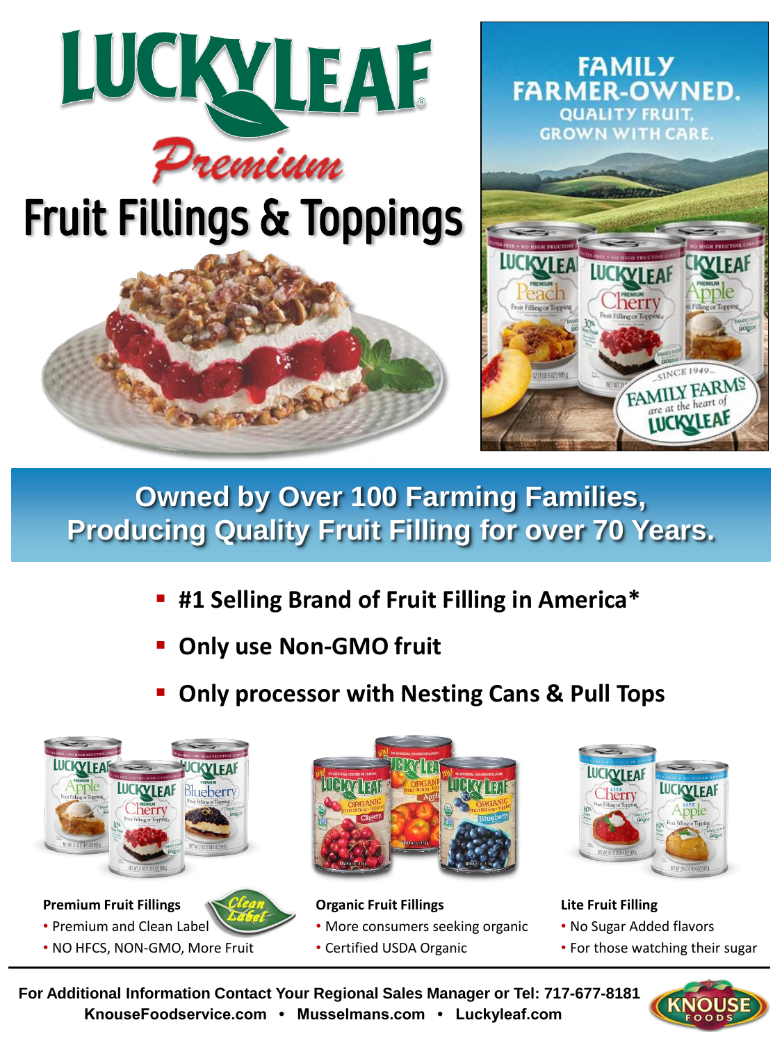# LUCKYLEAF Premium Fruit Fillings & Toppings

FAMILY FARMER-OWNED.
QUALITY FRUIT, GROWN WITH CARE.

## Owned by Over 100 Farming Families, Producing Quality Fruit Filling for over 70 Years.

- **#1 Selling Brand of Fruit Filling in America***
- **Only use Non-GMO fruit**
- **Only processor with Nesting Cans & Pull Tops**

**Premium Fruit Fillings**

- Premium and Clean Label
- NO HFCS, NON-GMO, More Fruit

**Organic Fruit Fillings**

- More consumers seeking organic
- Certified USDA Organic

**Lite Fruit Filling**

- No Sugar Added flavors
- For those watching their sugar

**For Additional Information Contact Your Regional Sales Manager or Tel: 717-677-8181**
**KnouseFoodservice.com • Musselmans.com • Luckyleaf.com**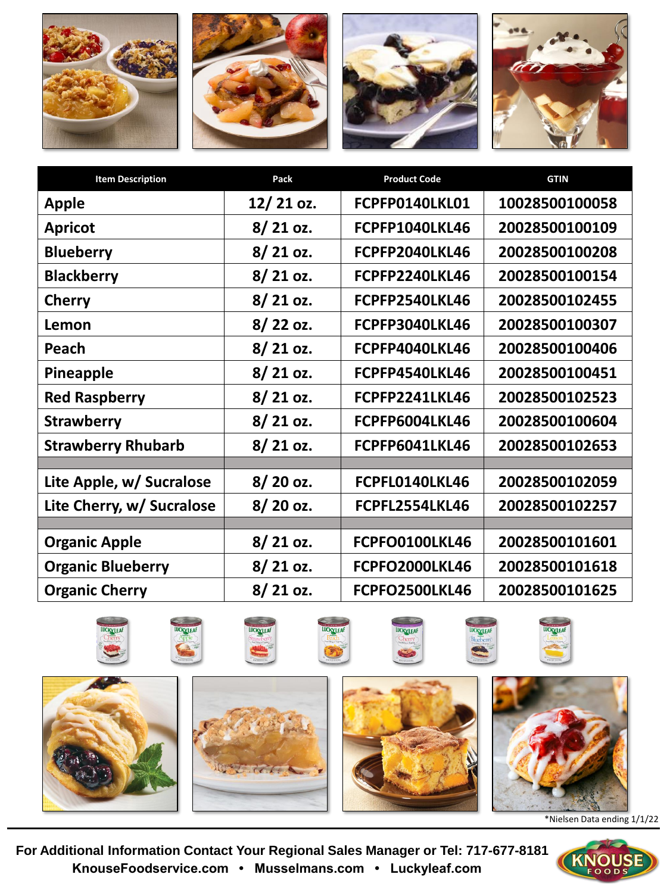| Item Description | Pack | Product Code | GTIN |
|---|---|---|---|
| **Apple** | **12/ 21 oz.** | **FCPFP0140LKL01** | **10028500100058** |
| **Apricot** | **8/ 21 oz.** | **FCPFP1040LKL46** | **20028500100109** |
| **Blueberry** | **8/ 21 oz.** | **FCPFP2040LKL46** | **20028500100208** |
| **Blackberry** | **8/ 21 oz.** | **FCPFP2240LKL46** | **20028500100154** |
| **Cherry** | **8/ 21 oz.** | **FCPFP2540LKL46** | **20028500102455** |
| **Lemon** | **8/ 22 oz.** | **FCPFP3040LKL46** | **20028500100307** |
| **Peach** | **8/ 21 oz.** | **FCPFP4040LKL46** | **20028500100406** |
| **Pineapple** | **8/ 21 oz.** | **FCPFP4540LKL46** | **20028500100451** |
| **Red Raspberry** | **8/ 21 oz.** | **FCPFP2241LKL46** | **20028500102523** |
| **Strawberry** | **8/ 21 oz.** | **FCPFP6004LKL46** | **20028500100604** |
| **Strawberry Rhubarb** | **8/ 21 oz.** | **FCPFP6041LKL46** | **20028500102653** |
| | | | |
| **Lite Apple, w/ Sucralose** | **8/ 20 oz.** | **FCPFL0140LKL46** | **20028500102059** |
| **Lite Cherry, w/ Sucralose** | **8/ 20 oz.** | **FCPFL2554LKL46** | **20028500102257** |
| | | | |
| **Organic Apple** | **8/ 21 oz.** | **FCPFO0100LKL46** | **20028500101601** |
| **Organic Blueberry** | **8/ 21 oz.** | **FCPFO2000LKL46** | **20028500101618** |
| **Organic Cherry** | **8/ 21 oz.** | **FCPFO2500LKL46** | **20028500101625** |

*Nielsen Data ending 1/1/22

**For Additional Information Contact Your Regional Sales Manager or Tel: 717-677-8181**

**KnouseFoodservice.com • Musselmans.com • Luckyleaf.com**

KNOUSE FOODS